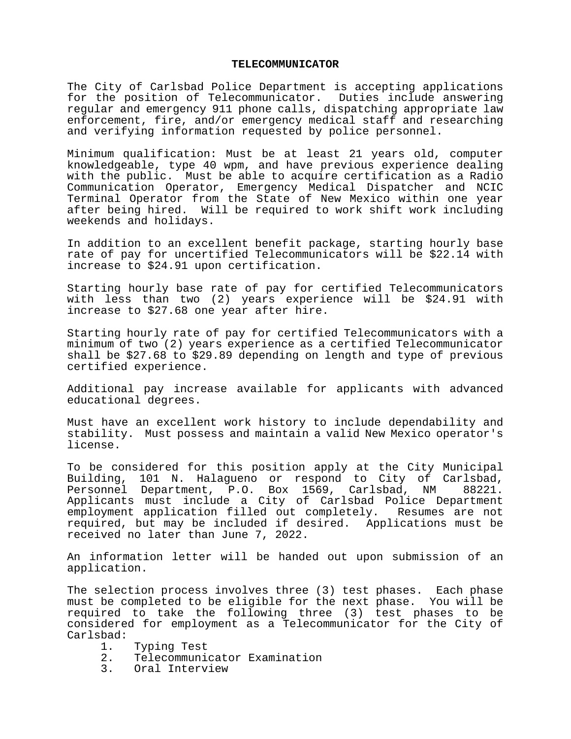# TELECOMMUNICATOR

The City of Carlsbad Police Department is accepting applications for the position of Telecommunicator. Duties include answering regular and emergency 911 phone calls, dispatching appropriate law enforcement, fire, and/or emergency medical staff and researching and verifying information requested by police personnel.

Minimum qualification: Must be at least 21 years old, computer knowledgeable, type 40 wpm, and have previous experience dealing with the public. Must be able to acquire certification as a Radio Communication Operator, Emergency Medical Dispatcher and NCIC Terminal Operator from the State of New Mexico within one year after being hired. Will be required to work shift work including weekends and holidays.

In addition to an excellent benefit package, starting hourly base rate of pay for uncertified Telecommunicators will be $22.14 with increase to $24.91 upon certification.

Starting hourly base rate of pay for certified Telecommunicators with less than two (2) years experience will be $24.91 with increase to $27.68 one year after hire.

Starting hourly rate of pay for certified Telecommunicators with a minimum of two (2) years experience as a certified Telecommunicator shall be $27.68 to $29.89 depending on length and type of previous certified experience.

Additional pay increase available for applicants with advanced educational degrees.

Must have an excellent work history to include dependability and stability. Must possess and maintain a valid New Mexico operator's license.

To be considered for this position apply at the City Municipal Building, 101 N. Halagueno or respond to City of Carlsbad, Personnel Department, P.O. Box 1569, Carlsbad, NM 88221. Applicants must include a City of Carlsbad Police Department employment application filled out completely. Resumes are not required, but may be included if desired. Applications must be received no later than June 7, 2022.

An information letter will be handed out upon submission of an application.

The selection process involves three (3) test phases. Each phase must be completed to be eligible for the next phase. You will be required to take the following three (3) test phases to be considered for employment as a Telecommunicator for the City of Carlsbad:

1. Typing Test
2. Telecommunicator Examination
3. Oral Interview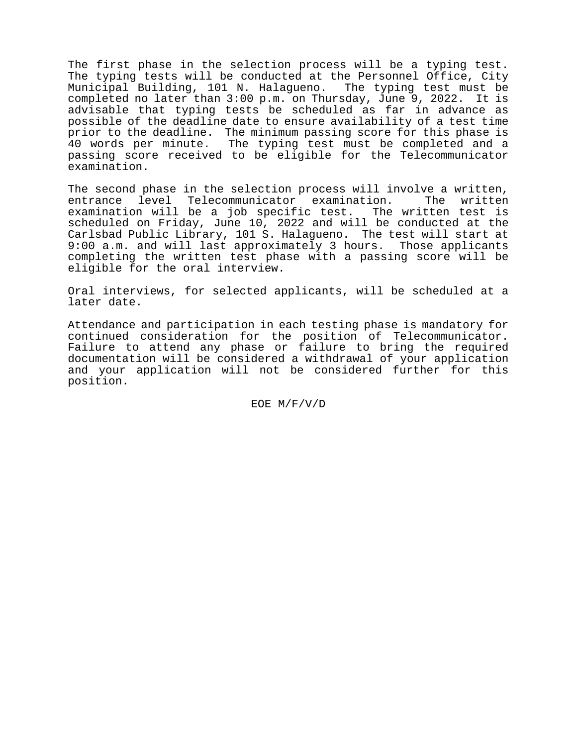The first phase in the selection process will be a typing test. The typing tests will be conducted at the Personnel Office, City Municipal Building, 101 N. Halagueno. The typing test must be completed no later than 3:00 p.m. on Thursday, June 9, 2022. It is advisable that typing tests be scheduled as far in advance as possible of the deadline date to ensure availability of a test time prior to the deadline. The minimum passing score for this phase is 40 words per minute. The typing test must be completed and a passing score received to be eligible for the Telecommunicator examination.

The second phase in the selection process will involve a written, entrance level Telecommunicator examination. The written examination will be a job specific test. The written test is scheduled on Friday, June 10, 2022 and will be conducted at the Carlsbad Public Library, 101 S. Halagueno. The test will start at 9:00 a.m. and will last approximately 3 hours. Those applicants completing the written test phase with a passing score will be eligible for the oral interview.

Oral interviews, for selected applicants, will be scheduled at a later date.

Attendance and participation in each testing phase is mandatory for continued consideration for the position of Telecommunicator. Failure to attend any phase or failure to bring the required documentation will be considered a withdrawal of your application and your application will not be considered further for this position.

EOE M/F/V/D